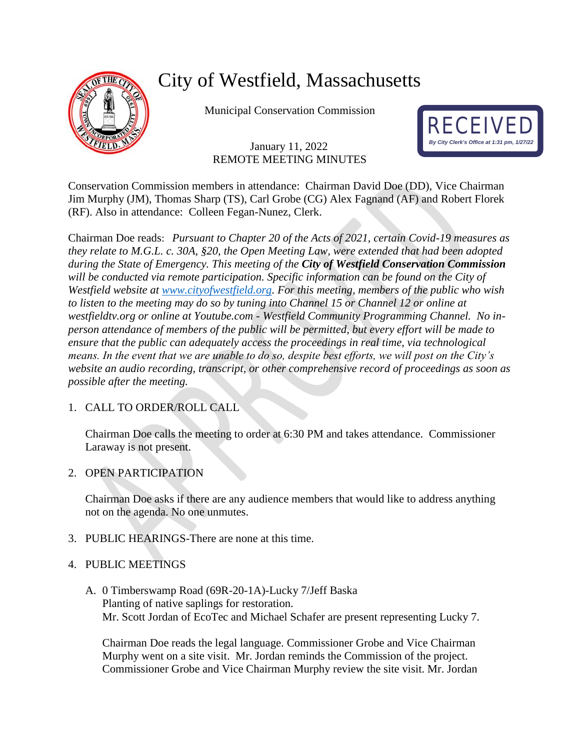# City of Westfield, Massachusetts

Municipal Conservation Commission

RECEIVED
*By City Clerk's Office at 1:31 pm, 1/27/22*

January 11, 2022
REMOTE MEETING MINUTES

Conservation Commission members in attendance: Chairman David Doe (DD), Vice Chairman Jim Murphy (JM), Thomas Sharp (TS), Carl Grobe (CG) Alex Fagnand (AF) and Robert Florek (RF). Also in attendance: Colleen Fegan-Nunez, Clerk.

Chairman Doe reads: *Pursuant to Chapter 20 of the Acts of 2021, certain Covid-19 measures as they relate to M.G.L. c. 30A, §20, the Open Meeting Law, were extended that had been adopted during the State of Emergency. This meeting of the* ***City of Westfield Conservation Commission*** *will be conducted via remote participation. Specific information can be found on the City of Westfield website at [www.cityofwestfield.org](http://www.cityofwestfield.org). For this meeting, members of the public who wish to listen to the meeting may do so by tuning into Channel 15 or Channel 12 or online at westfieldtv.org or online at Youtube.com - Westfield Community Programming Channel. No in-person attendance of members of the public will be permitted, but every effort will be made to ensure that the public can adequately access the proceedings in real time, via technological means. In the event that we are unable to do so, despite best efforts, we will post on the City's website an audio recording, transcript, or other comprehensive record of proceedings as soon as possible after the meeting.*

1. CALL TO ORDER/ROLL CALL

   Chairman Doe calls the meeting to order at 6:30 PM and takes attendance. Commissioner Laraway is not present.

2. OPEN PARTICIPATION

   Chairman Doe asks if there are any audience members that would like to address anything not on the agenda. No one unmutes.

3. PUBLIC HEARINGS-There are none at this time.

4. PUBLIC MEETINGS

   A. 0 Timberswamp Road (69R-20-1A)-Lucky 7/Jeff Baska
   Planting of native saplings for restoration.
   Mr. Scott Jordan of EcoTec and Michael Schafer are present representing Lucky 7.

   Chairman Doe reads the legal language. Commissioner Grobe and Vice Chairman Murphy went on a site visit. Mr. Jordan reminds the Commission of the project. Commissioner Grobe and Vice Chairman Murphy review the site visit. Mr. Jordan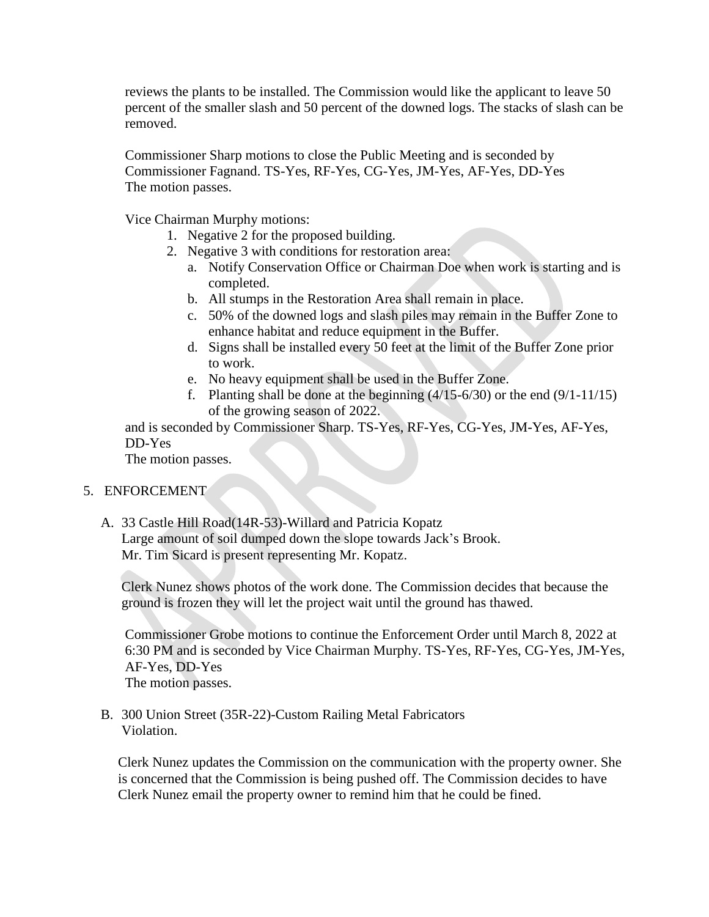reviews the plants to be installed. The Commission would like the applicant to leave 50 percent of the smaller slash and 50 percent of the downed logs. The stacks of slash can be removed.

Commissioner Sharp motions to close the Public Meeting and is seconded by Commissioner Fagnand. TS-Yes, RF-Yes, CG-Yes, JM-Yes, AF-Yes, DD-Yes
The motion passes.

Vice Chairman Murphy motions:

1. Negative 2 for the proposed building.
2. Negative 3 with conditions for restoration area:
   a. Notify Conservation Office or Chairman Doe when work is starting and is completed.
   b. All stumps in the Restoration Area shall remain in place.
   c. 50% of the downed logs and slash piles may remain in the Buffer Zone to enhance habitat and reduce equipment in the Buffer.
   d. Signs shall be installed every 50 feet at the limit of the Buffer Zone prior to work.
   e. No heavy equipment shall be used in the Buffer Zone.
   f. Planting shall be done at the beginning (4/15-6/30) or the end (9/1-11/15) of the growing season of 2022.

and is seconded by Commissioner Sharp. TS-Yes, RF-Yes, CG-Yes, JM-Yes, AF-Yes, DD-Yes
The motion passes.

5. ENFORCEMENT

A. 33 Castle Hill Road(14R-53)-Willard and Patricia Kopatz
Large amount of soil dumped down the slope towards Jack's Brook.
Mr. Tim Sicard is present representing Mr. Kopatz.

Clerk Nunez shows photos of the work done. The Commission decides that because the ground is frozen they will let the project wait until the ground has thawed.

Commissioner Grobe motions to continue the Enforcement Order until March 8, 2022 at 6:30 PM and is seconded by Vice Chairman Murphy. TS-Yes, RF-Yes, CG-Yes, JM-Yes, AF-Yes, DD-Yes
The motion passes.

B. 300 Union Street (35R-22)-Custom Railing Metal Fabricators
Violation.

Clerk Nunez updates the Commission on the communication with the property owner. She is concerned that the Commission is being pushed off. The Commission decides to have Clerk Nunez email the property owner to remind him that he could be fined.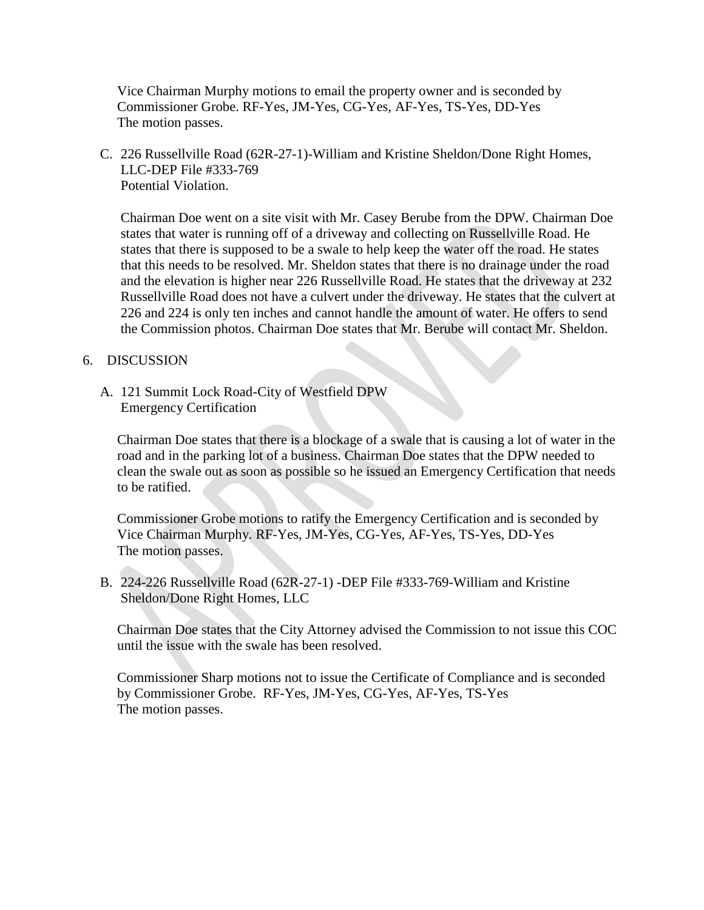Vice Chairman Murphy motions to email the property owner and is seconded by Commissioner Grobe. RF-Yes, JM-Yes, CG-Yes, AF-Yes, TS-Yes, DD-Yes
The motion passes.

C. 226 Russellville Road (62R-27-1)-William and Kristine Sheldon/Done Right Homes, LLC-DEP File #333-769
   Potential Violation.

   Chairman Doe went on a site visit with Mr. Casey Berube from the DPW. Chairman Doe states that water is running off of a driveway and collecting on Russellville Road. He states that there is supposed to be a swale to help keep the water off the road. He states that this needs to be resolved. Mr. Sheldon states that there is no drainage under the road and the elevation is higher near 226 Russellville Road. He states that the driveway at 232 Russellville Road does not have a culvert under the driveway. He states that the culvert at 226 and 224 is only ten inches and cannot handle the amount of water. He offers to send the Commission photos. Chairman Doe states that Mr. Berube will contact Mr. Sheldon.

## 6. DISCUSSION

A. 121 Summit Lock Road-City of Westfield DPW
   Emergency Certification

   Chairman Doe states that there is a blockage of a swale that is causing a lot of water in the road and in the parking lot of a business. Chairman Doe states that the DPW needed to clean the swale out as soon as possible so he issued an Emergency Certification that needs to be ratified.

   Commissioner Grobe motions to ratify the Emergency Certification and is seconded by Vice Chairman Murphy. RF-Yes, JM-Yes, CG-Yes, AF-Yes, TS-Yes, DD-Yes
   The motion passes.

B. 224-226 Russellville Road (62R-27-1) -DEP File #333-769-William and Kristine Sheldon/Done Right Homes, LLC

   Chairman Doe states that the City Attorney advised the Commission to not issue this COC until the issue with the swale has been resolved.

   Commissioner Sharp motions not to issue the Certificate of Compliance and is seconded by Commissioner Grobe. RF-Yes, JM-Yes, CG-Yes, AF-Yes, TS-Yes
   The motion passes.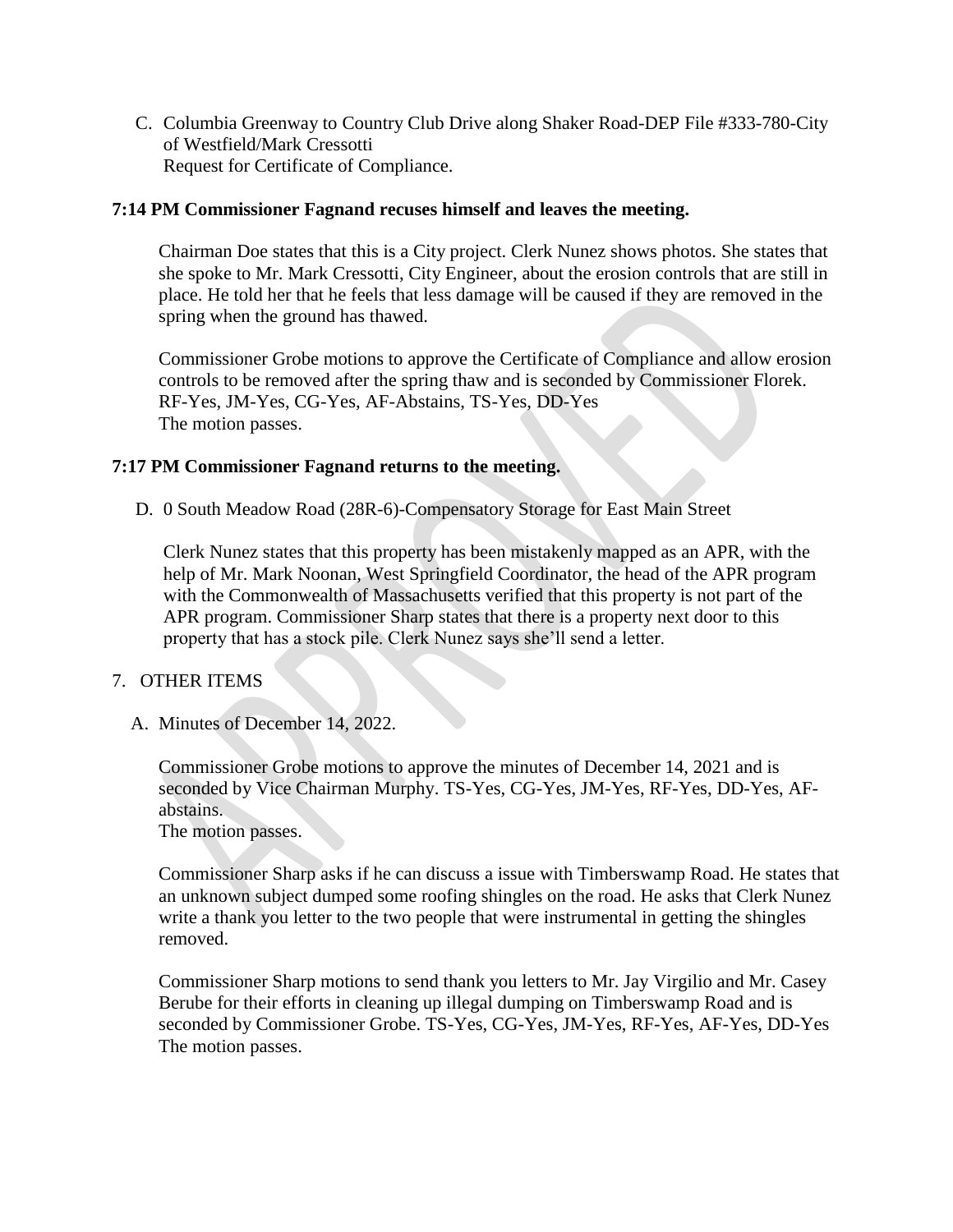C. Columbia Greenway to Country Club Drive along Shaker Road-DEP File #333-780-City of Westfield/Mark Cressotti
   Request for Certificate of Compliance.

**7:14 PM Commissioner Fagnand recuses himself and leaves the meeting.**

Chairman Doe states that this is a City project. Clerk Nunez shows photos. She states that she spoke to Mr. Mark Cressotti, City Engineer, about the erosion controls that are still in place. He told her that he feels that less damage will be caused if they are removed in the spring when the ground has thawed.

Commissioner Grobe motions to approve the Certificate of Compliance and allow erosion controls to be removed after the spring thaw and is seconded by Commissioner Florek.
RF-Yes, JM-Yes, CG-Yes, AF-Abstains, TS-Yes, DD-Yes
The motion passes.

**7:17 PM Commissioner Fagnand returns to the meeting.**

D. 0 South Meadow Road (28R-6)-Compensatory Storage for East Main Street

Clerk Nunez states that this property has been mistakenly mapped as an APR, with the help of Mr. Mark Noonan, West Springfield Coordinator, the head of the APR program with the Commonwealth of Massachusetts verified that this property is not part of the APR program. Commissioner Sharp states that there is a property next door to this property that has a stock pile. Clerk Nunez says she'll send a letter.

7. OTHER ITEMS

A. Minutes of December 14, 2022.

Commissioner Grobe motions to approve the minutes of December 14, 2021 and is seconded by Vice Chairman Murphy. TS-Yes, CG-Yes, JM-Yes, RF-Yes, DD-Yes, AF-abstains.
The motion passes.

Commissioner Sharp asks if he can discuss a issue with Timberswamp Road. He states that an unknown subject dumped some roofing shingles on the road. He asks that Clerk Nunez write a thank you letter to the two people that were instrumental in getting the shingles removed.

Commissioner Sharp motions to send thank you letters to Mr. Jay Virgilio and Mr. Casey Berube for their efforts in cleaning up illegal dumping on Timberswamp Road and is seconded by Commissioner Grobe. TS-Yes, CG-Yes, JM-Yes, RF-Yes, AF-Yes, DD-Yes
The motion passes.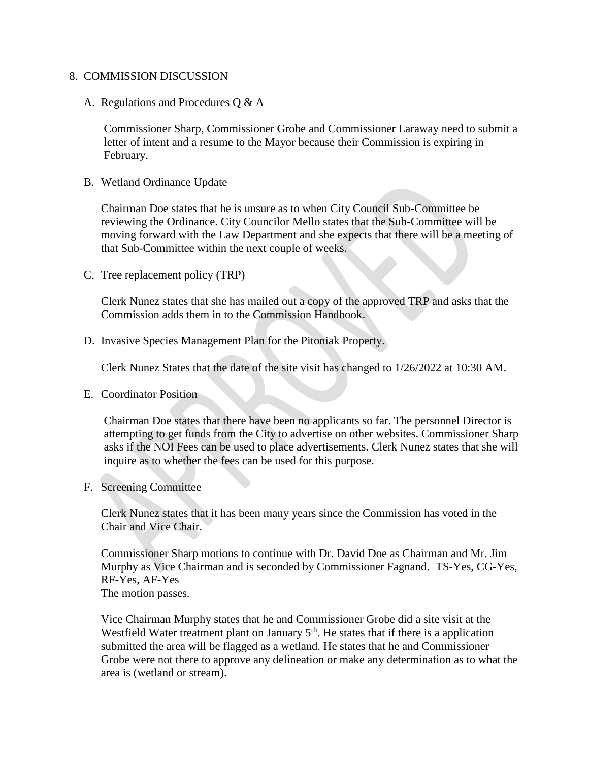## 8. COMMISSION DISCUSSION

### A. Regulations and Procedures Q & A

Commissioner Sharp, Commissioner Grobe and Commissioner Laraway need to submit a letter of intent and a resume to the Mayor because their Commission is expiring in February.

### B. Wetland Ordinance Update

Chairman Doe states that he is unsure as to when City Council Sub-Committee be reviewing the Ordinance. City Councilor Mello states that the Sub-Committee will be moving forward with the Law Department and she expects that there will be a meeting of that Sub-Committee within the next couple of weeks.

### C. Tree replacement policy (TRP)

Clerk Nunez states that she has mailed out a copy of the approved TRP and asks that the Commission adds them in to the Commission Handbook.

### D. Invasive Species Management Plan for the Pitoniak Property.

Clerk Nunez States that the date of the site visit has changed to 1/26/2022 at 10:30 AM.

### E. Coordinator Position

Chairman Doe states that there have been no applicants so far. The personnel Director is attempting to get funds from the City to advertise on other websites. Commissioner Sharp asks if the NOI Fees can be used to place advertisements. Clerk Nunez states that she will inquire as to whether the fees can be used for this purpose.

### F. Screening Committee

Clerk Nunez states that it has been many years since the Commission has voted in the Chair and Vice Chair.

Commissioner Sharp motions to continue with Dr. David Doe as Chairman and Mr. Jim Murphy as Vice Chairman and is seconded by Commissioner Fagnand. TS-Yes, CG-Yes, RF-Yes, AF-Yes
The motion passes.

Vice Chairman Murphy states that he and Commissioner Grobe did a site visit at the Westfield Water treatment plant on January 5th. He states that if there is a application submitted the area will be flagged as a wetland. He states that he and Commissioner Grobe were not there to approve any delineation or make any determination as to what the area is (wetland or stream).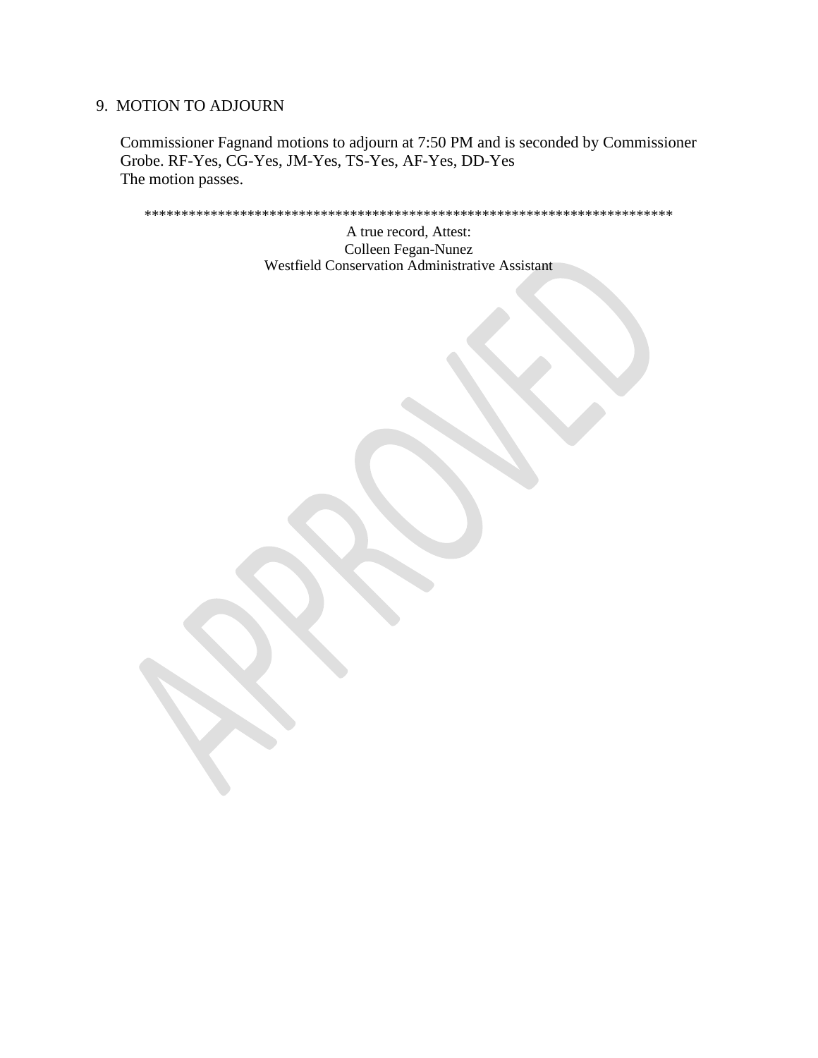9. MOTION TO ADJOURN

Commissioner Fagnand motions to adjourn at 7:50 PM and is seconded by Commissioner Grobe. RF-Yes, CG-Yes, JM-Yes, TS-Yes, AF-Yes, DD-Yes
The motion passes.

************************************************************************

A true record, Attest:
Colleen Fegan-Nunez
Westfield Conservation Administrative Assistant

APPROVED